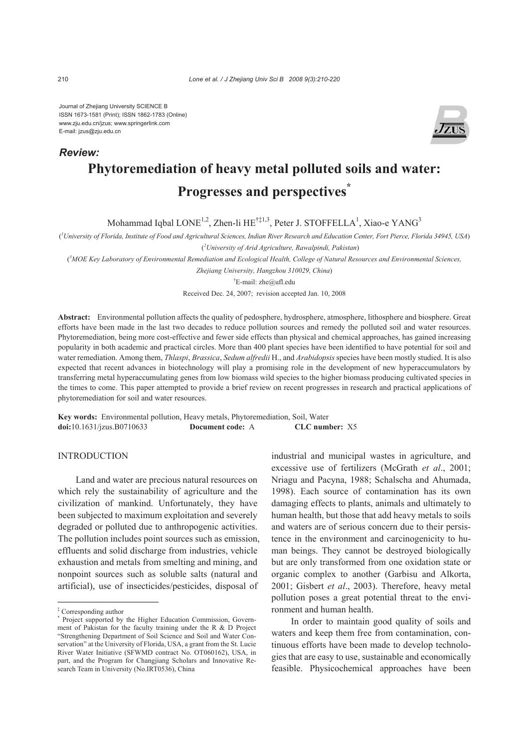Journal of Zhejiang University SCIENCE B
ISSN 1673-1581 (Print); ISSN 1862-1783 (Online)
www.zju.edu.cn/jzus; www.springerlink.com
E-mail: jzus@zju.edu.cn

***Review:***

# Phytoremediation of heavy metal polluted soils and water: Progresses and perspectives*

Mohammad Iqbal LONE[1,2], Zhen-li HE[†‡1,3], Peter J. STOFFELLA[1], Xiao-e YANG[3]

([1]University of Florida, Institute of Food and Agricultural Sciences, Indian River Research and Education Center, Fort Pierce, Florida 34945, USA)

([2]University of Arid Agriculture, Rawalpindi, Pakistan)

([3]MOE Key Laboratory of Environmental Remediation and Ecological Health, College of Natural Resources and Environmental Sciences, Zhejiang University, Hangzhou 310029, China)

[†]E-mail: zhe@ufl.edu

Received Dec. 24, 2007; revision accepted Jan. 10, 2008

**Abstract:** Environmental pollution affects the quality of pedosphere, hydrosphere, atmosphere, lithosphere and biosphere. Great efforts have been made in the last two decades to reduce pollution sources and remedy the polluted soil and water resources. Phytoremediation, being more cost-effective and fewer side effects than physical and chemical approaches, has gained increasing popularity in both academic and practical circles. More than 400 plant species have been identified to have potential for soil and water remediation. Among them, *Thlaspi*, *Brassica*, *Sedum alfredii* H., and *Arabidopsis* species have been mostly studied. It is also expected that recent advances in biotechnology will play a promising role in the development of new hyperaccumulators by transferring metal hyperaccumulating genes from low biomass wild species to the higher biomass producing cultivated species in the times to come. This paper attempted to provide a brief review on recent progresses in research and practical applications of phytoremediation for soil and water resources.

**Key words:** Environmental pollution, Heavy metals, Phytoremediation, Soil, Water
**doi:**10.1631/jzus.B0710633 **Document code:** A **CLC number:** X5

## INTRODUCTION

Land and water are precious natural resources on which rely the sustainability of agriculture and the civilization of mankind. Unfortunately, they have been subjected to maximum exploitation and severely degraded or polluted due to anthropogenic activities. The pollution includes point sources such as emission, effluents and solid discharge from industries, vehicle exhaustion and metals from smelting and mining, and nonpoint sources such as soluble salts (natural and artificial), use of insecticides/pesticides, disposal of industrial and municipal wastes in agriculture, and excessive use of fertilizers (McGrath *et al*., 2001; Nriagu and Pacyna, 1988; Schalscha and Ahumada, 1998). Each source of contamination has its own damaging effects to plants, animals and ultimately to human health, but those that add heavy metals to soils and waters are of serious concern due to their persistence in the environment and carcinogenicity to human beings. They cannot be destroyed biologically but are only transformed from one oxidation state or organic complex to another (Garbisu and Alkorta, 2001; Gisbert *et al*., 2003). Therefore, heavy metal pollution poses a great potential threat to the environment and human health.

In order to maintain good quality of soils and waters and keep them free from contamination, continuous efforts have been made to develop technologies that are easy to use, sustainable and economically feasible. Physicochemical approaches have been

---

‡ Corresponding author

\* Project supported by the Higher Education Commission, Government of Pakistan for the faculty training under the R & D Project "Strengthening Department of Soil Science and Soil and Water Conservation" at the University of Florida, USA, a grant from the St. Lucie River Water Initiative (SFWMD contract No. OT060162), USA, in part, and the Program for Changjiang Scholars and Innovative Research Team in University (No.IRT0536), China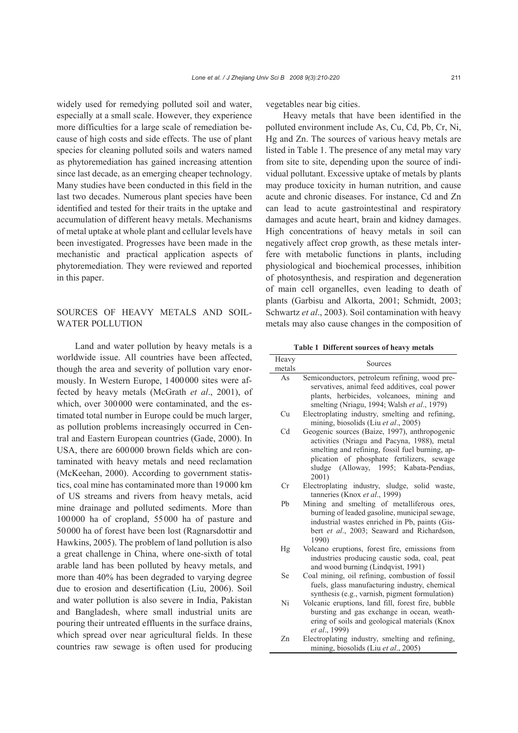widely used for remedying polluted soil and water, especially at a small scale. However, they experience more difficulties for a large scale of remediation because of high costs and side effects. The use of plant species for cleaning polluted soils and waters named as phytoremediation has gained increasing attention since last decade, as an emerging cheaper technology. Many studies have been conducted in this field in the last two decades. Numerous plant species have been identified and tested for their traits in the uptake and accumulation of different heavy metals. Mechanisms of metal uptake at whole plant and cellular levels have been investigated. Progresses have been made in the mechanistic and practical application aspects of phytoremediation. They were reviewed and reported in this paper.

## SOURCES OF HEAVY METALS AND SOIL-WATER POLLUTION

Land and water pollution by heavy metals is a worldwide issue. All countries have been affected, though the area and severity of pollution vary enormously. In Western Europe, 1400000 sites were affected by heavy metals (McGrath *et al*., 2001), of which, over 300000 were contaminated, and the estimated total number in Europe could be much larger, as pollution problems increasingly occurred in Central and Eastern European countries (Gade, 2000). In USA, there are 600000 brown fields which are contaminated with heavy metals and need reclamation (McKeehan, 2000). According to government statistics, coal mine has contaminated more than 19000 km of US streams and rivers from heavy metals, acid mine drainage and polluted sediments. More than 100000 ha of cropland, 55000 ha of pasture and 50000 ha of forest have been lost (Ragnarsdottir and Hawkins, 2005). The problem of land pollution is also a great challenge in China, where one-sixth of total arable land has been polluted by heavy metals, and more than 40% has been degraded to varying degree due to erosion and desertification (Liu, 2006). Soil and water pollution is also severe in India, Pakistan and Bangladesh, where small industrial units are pouring their untreated effluents in the surface drains, which spread over near agricultural fields. In these countries raw sewage is often used for producing vegetables near big cities.

Heavy metals that have been identified in the polluted environment include As, Cu, Cd, Pb, Cr, Ni, Hg and Zn. The sources of various heavy metals are listed in Table 1. The presence of any metal may vary from site to site, depending upon the source of individual pollutant. Excessive uptake of metals by plants may produce toxicity in human nutrition, and cause acute and chronic diseases. For instance, Cd and Zn can lead to acute gastrointestinal and respiratory damages and acute heart, brain and kidney damages. High concentrations of heavy metals in soil can negatively affect crop growth, as these metals interfere with metabolic functions in plants, including physiological and biochemical processes, inhibition of photosynthesis, and respiration and degeneration of main cell organelles, even leading to death of plants (Garbisu and Alkorta, 2001; Schmidt, 2003; Schwartz *et al*., 2003). Soil contamination with heavy metals may also cause changes in the composition of

**Table 1 Different sources of heavy metals**

| Heavy metals | Sources |
|---|---|
| As | Semiconductors, petroleum refining, wood preservatives, animal feed additives, coal power plants, herbicides, volcanoes, mining and smelting (Nriagu, 1994; Walsh *et al*., 1979) |
| Cu | Electroplating industry, smelting and refining, mining, biosolids (Liu *et al*., 2005) |
| Cd | Geogenic sources (Baize, 1997), anthropogenic activities (Nriagu and Pacyna, 1988), metal smelting and refining, fossil fuel burning, application of phosphate fertilizers, sewage sludge (Alloway, 1995; Kabata-Pendias, 2001) |
| Cr | Electroplating industry, sludge, solid waste, tanneries (Knox *et al*., 1999) |
| Pb | Mining and smelting of metalliferous ores, burning of leaded gasoline, municipal sewage, industrial wastes enriched in Pb, paints (Gisbert *et al*., 2003; Seaward and Richardson, 1990) |
| Hg | Volcano eruptions, forest fire, emissions from industries producing caustic soda, coal, peat and wood burning (Lindqvist, 1991) |
| Se | Coal mining, oil refining, combustion of fossil fuels, glass manufacturing industry, chemical synthesis (e.g., varnish, pigment formulation) |
| Ni | Volcanic eruptions, land fill, forest fire, bubble bursting and gas exchange in ocean, weathering of soils and geological materials (Knox *et al*., 1999) |
| Zn | Electroplating industry, smelting and refining, mining, biosolids (Liu *et al*., 2005) |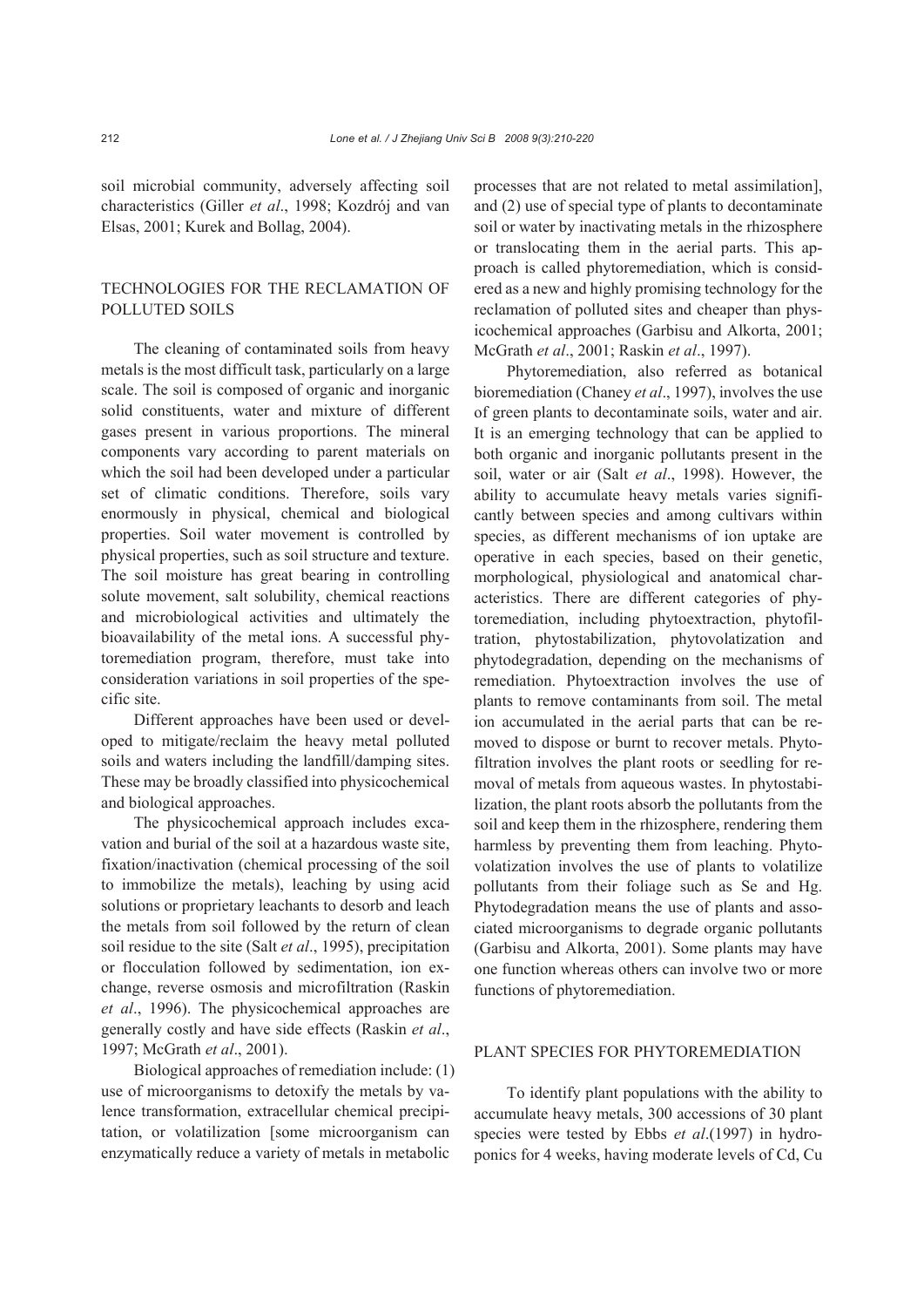soil microbial community, adversely affecting soil characteristics (Giller *et al*., 1998; Kozdrój and van Elsas, 2001; Kurek and Bollag, 2004).

## TECHNOLOGIES FOR THE RECLAMATION OF POLLUTED SOILS

The cleaning of contaminated soils from heavy metals is the most difficult task, particularly on a large scale. The soil is composed of organic and inorganic solid constituents, water and mixture of different gases present in various proportions. The mineral components vary according to parent materials on which the soil had been developed under a particular set of climatic conditions. Therefore, soils vary enormously in physical, chemical and biological properties. Soil water movement is controlled by physical properties, such as soil structure and texture. The soil moisture has great bearing in controlling solute movement, salt solubility, chemical reactions and microbiological activities and ultimately the bioavailability of the metal ions. A successful phytoremediation program, therefore, must take into consideration variations in soil properties of the specific site.

Different approaches have been used or developed to mitigate/reclaim the heavy metal polluted soils and waters including the landfill/damping sites. These may be broadly classified into physicochemical and biological approaches.

The physicochemical approach includes excavation and burial of the soil at a hazardous waste site, fixation/inactivation (chemical processing of the soil to immobilize the metals), leaching by using acid solutions or proprietary leachants to desorb and leach the metals from soil followed by the return of clean soil residue to the site (Salt *et al*., 1995), precipitation or flocculation followed by sedimentation, ion exchange, reverse osmosis and microfiltration (Raskin *et al*., 1996). The physicochemical approaches are generally costly and have side effects (Raskin *et al*., 1997; McGrath *et al*., 2001).

Biological approaches of remediation include: (1) use of microorganisms to detoxify the metals by valence transformation, extracellular chemical precipitation, or volatilization [some microorganism can enzymatically reduce a variety of metals in metabolic processes that are not related to metal assimilation], and (2) use of special type of plants to decontaminate soil or water by inactivating metals in the rhizosphere or translocating them in the aerial parts. This approach is called phytoremediation, which is considered as a new and highly promising technology for the reclamation of polluted sites and cheaper than physicochemical approaches (Garbisu and Alkorta, 2001; McGrath *et al*., 2001; Raskin *et al*., 1997).

Phytoremediation, also referred as botanical bioremediation (Chaney *et al*., 1997), involves the use of green plants to decontaminate soils, water and air. It is an emerging technology that can be applied to both organic and inorganic pollutants present in the soil, water or air (Salt *et al*., 1998). However, the ability to accumulate heavy metals varies significantly between species and among cultivars within species, as different mechanisms of ion uptake are operative in each species, based on their genetic, morphological, physiological and anatomical characteristics. There are different categories of phytoremediation, including phytoextraction, phytofiltration, phytostabilization, phytovolatization and phytodegradation, depending on the mechanisms of remediation. Phytoextraction involves the use of plants to remove contaminants from soil. The metal ion accumulated in the aerial parts that can be removed to dispose or burnt to recover metals. Phytofiltration involves the plant roots or seedling for removal of metals from aqueous wastes. In phytostabilization, the plant roots absorb the pollutants from the soil and keep them in the rhizosphere, rendering them harmless by preventing them from leaching. Phytovolatization involves the use of plants to volatilize pollutants from their foliage such as Se and Hg. Phytodegradation means the use of plants and associated microorganisms to degrade organic pollutants (Garbisu and Alkorta, 2001). Some plants may have one function whereas others can involve two or more functions of phytoremediation.

## PLANT SPECIES FOR PHYTOREMEDIATION

To identify plant populations with the ability to accumulate heavy metals, 300 accessions of 30 plant species were tested by Ebbs *et al*.(1997) in hydroponics for 4 weeks, having moderate levels of Cd, Cu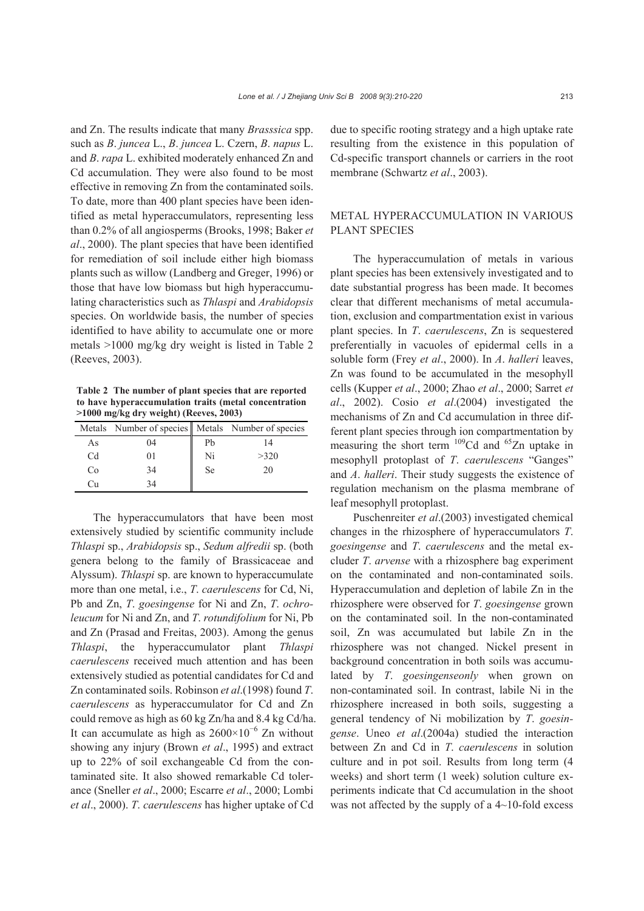and Zn. The results indicate that many *Brasssica* spp. such as *B*. *juncea* L., *B*. *juncea* L. Czern, *B*. *napus* L. and *B*. *rapa* L. exhibited moderately enhanced Zn and Cd accumulation. They were also found to be most effective in removing Zn from the contaminated soils. To date, more than 400 plant species have been identified as metal hyperaccumulators, representing less than 0.2% of all angiosperms (Brooks, 1998; Baker *et al*., 2000). The plant species that have been identified for remediation of soil include either high biomass plants such as willow (Landberg and Greger, 1996) or those that have low biomass but high hyperaccumulating characteristics such as *Thlaspi* and *Arabidopsis* species. On worldwide basis, the number of species identified to have ability to accumulate one or more metals >1000 mg/kg dry weight is listed in Table 2 (Reeves, 2003).

**Table 2 The number of plant species that are reported to have hyperaccumulation traits (metal concentration >1000 mg/kg dry weight) (Reeves, 2003)**

| Metals | Number of species | Metals | Number of species |
|---|---|---|---|
| As | 04 | Pb | 14 |
| Cd | 01 | Ni | >320 |
| Co | 34 | Se | 20 |
| Cu | 34 | | |

The hyperaccumulators that have been most extensively studied by scientific community include *Thlaspi* sp., *Arabidopsis* sp., *Sedum alfredii* sp. (both genera belong to the family of Brassicaceae and Alyssum). *Thlaspi* sp. are known to hyperaccumulate more than one metal, i.e., *T*. *caerulescens* for Cd, Ni, Pb and Zn, *T*. *goesingense* for Ni and Zn, *T*. *ochroleucum* for Ni and Zn, and *T*. *rotundifolium* for Ni, Pb and Zn (Prasad and Freitas, 2003). Among the genus *Thlaspi*, the hyperaccumulator plant *Thlaspi caerulescens* received much attention and has been extensively studied as potential candidates for Cd and Zn contaminated soils. Robinson *et al*.(1998) found *T*. *caerulescens* as hyperaccumulator for Cd and Zn could remove as high as 60 kg Zn/ha and 8.4 kg Cd/ha. It can accumulate as high as $2600\times10^{-6}$ Zn without showing any injury (Brown *et al*., 1995) and extract up to 22% of soil exchangeable Cd from the contaminated site. It also showed remarkable Cd tolerance (Sneller *et al*., 2000; Escarre *et al*., 2000; Lombi *et al*., 2000). *T*. *caerulescens* has higher uptake of Cd due to specific rooting strategy and a high uptake rate resulting from the existence in this population of Cd-specific transport channels or carriers in the root membrane (Schwartz *et al*., 2003).

## METAL HYPERACCUMULATION IN VARIOUS PLANT SPECIES

The hyperaccumulation of metals in various plant species has been extensively investigated and to date substantial progress has been made. It becomes clear that different mechanisms of metal accumulation, exclusion and compartmentation exist in various plant species. In *T*. *caerulescens*, Zn is sequestered preferentially in vacuoles of epidermal cells in a soluble form (Frey *et al*., 2000). In *A*. *halleri* leaves, Zn was found to be accumulated in the mesophyll cells (Kupper *et al*., 2000; Zhao *et al*., 2000; Sarret *et al*., 2002). Cosio *et al*.(2004) investigated the mechanisms of Zn and Cd accumulation in three different plant species through ion compartmentation by measuring the short term $^{109}$Cd and $^{65}$Zn uptake in mesophyll protoplast of *T*. *caerulescens* "Ganges" and *A*. *halleri*. Their study suggests the existence of regulation mechanism on the plasma membrane of leaf mesophyll protoplast.

Puschenreiter *et al*.(2003) investigated chemical changes in the rhizosphere of hyperaccumulators *T*. *goesingense* and *T*. *caerulescens* and the metal excluder *T*. *arvense* with a rhizosphere bag experiment on the contaminated and non-contaminated soils. Hyperaccumulation and depletion of labile Zn in the rhizosphere were observed for *T*. *goesingense* grown on the contaminated soil. In the non-contaminated soil, Zn was accumulated but labile Zn in the rhizosphere was not changed. Nickel present in background concentration in both soils was accumulated by *T*. *goesingenseonly* when grown on non-contaminated soil. In contrast, labile Ni in the rhizosphere increased in both soils, suggesting a general tendency of Ni mobilization by *T*. *goesingense*. Uneo *et al*.(2004a) studied the interaction between Zn and Cd in *T*. *caerulescens* in solution culture and in pot soil. Results from long term (4 weeks) and short term (1 week) solution culture experiments indicate that Cd accumulation in the shoot was not affected by the supply of a 4~10-fold excess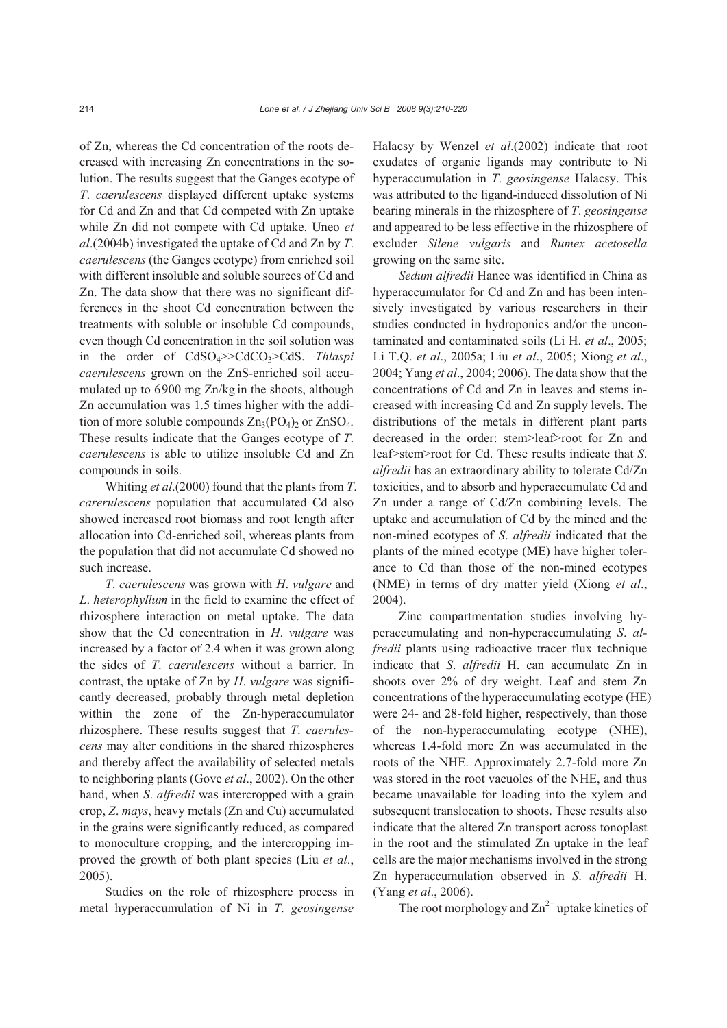of Zn, whereas the Cd concentration of the roots decreased with increasing Zn concentrations in the solution. The results suggest that the Ganges ecotype of *T*. *caerulescens* displayed different uptake systems for Cd and Zn and that Cd competed with Zn uptake while Zn did not compete with Cd uptake. Uneo *et al*.(2004b) investigated the uptake of Cd and Zn by *T*. *caerulescens* (the Ganges ecotype) from enriched soil with different insoluble and soluble sources of Cd and Zn. The data show that there was no significant differences in the shoot Cd concentration between the treatments with soluble or insoluble Cd compounds, even though Cd concentration in the soil solution was in the order of $CdSO_4$>>$CdCO_3$>CdS. *Thlaspi caerulescens* grown on the ZnS-enriched soil accumulated up to 6900 mg Zn/kg in the shoots, although Zn accumulation was 1.5 times higher with the addition of more soluble compounds $Zn_3(PO_4)_2$ or $ZnSO_4$. These results indicate that the Ganges ecotype of *T*. *caerulescens* is able to utilize insoluble Cd and Zn compounds in soils.

Whiting *et al*.(2000) found that the plants from *T*. *carerulescens* population that accumulated Cd also showed increased root biomass and root length after allocation into Cd-enriched soil, whereas plants from the population that did not accumulate Cd showed no such increase.

*T*. *caerulescens* was grown with *H*. *vulgare* and *L*. *heterophyllum* in the field to examine the effect of rhizosphere interaction on metal uptake. The data show that the Cd concentration in *H*. *vulgare* was increased by a factor of 2.4 when it was grown along the sides of *T*. *caerulescens* without a barrier. In contrast, the uptake of Zn by *H*. *vulgare* was significantly decreased, probably through metal depletion within the zone of the Zn-hyperaccumulator rhizosphere. These results suggest that *T*. *caerulescens* may alter conditions in the shared rhizospheres and thereby affect the availability of selected metals to neighboring plants (Gove *et al*., 2002). On the other hand, when *S*. *alfredii* was intercropped with a grain crop, *Z*. *mays*, heavy metals (Zn and Cu) accumulated in the grains were significantly reduced, as compared to monoculture cropping, and the intercropping improved the growth of both plant species (Liu *et al*., 2005).

Studies on the role of rhizosphere process in metal hyperaccumulation of Ni in *T*. *geosingense* Halacsy by Wenzel *et al*.(2002) indicate that root exudates of organic ligands may contribute to Ni hyperaccumulation in *T*. *geosingense* Halacsy. This was attributed to the ligand-induced dissolution of Ni bearing minerals in the rhizosphere of *T*. *geosingense* and appeared to be less effective in the rhizosphere of excluder *Silene vulgaris* and *Rumex acetosella* growing on the same site.

*Sedum alfredii* Hance was identified in China as hyperaccumulator for Cd and Zn and has been intensively investigated by various researchers in their studies conducted in hydroponics and/or the uncontaminated and contaminated soils (Li H. *et al*., 2005; Li T.Q. *et al*., 2005a; Liu *et al*., 2005; Xiong *et al*., 2004; Yang *et al*., 2004; 2006). The data show that the concentrations of Cd and Zn in leaves and stems increased with increasing Cd and Zn supply levels. The distributions of the metals in different plant parts decreased in the order: stem>leaf>root for Zn and leaf>stem>root for Cd. These results indicate that *S*. *alfredii* has an extraordinary ability to tolerate Cd/Zn toxicities, and to absorb and hyperaccumulate Cd and Zn under a range of Cd/Zn combining levels. The uptake and accumulation of Cd by the mined and the non-mined ecotypes of *S*. *alfredii* indicated that the plants of the mined ecotype (ME) have higher tolerance to Cd than those of the non-mined ecotypes (NME) in terms of dry matter yield (Xiong *et al*., 2004).

Zinc compartmentation studies involving hyperaccumulating and non-hyperaccumulating *S*. *alfredii* plants using radioactive tracer flux technique indicate that *S*. *alfredii* H. can accumulate Zn in shoots over 2% of dry weight. Leaf and stem Zn concentrations of the hyperaccumulating ecotype (HE) were 24- and 28-fold higher, respectively, than those of the non-hyperaccumulating ecotype (NHE), whereas 1.4-fold more Zn was accumulated in the roots of the NHE. Approximately 2.7-fold more Zn was stored in the root vacuoles of the NHE, and thus became unavailable for loading into the xylem and subsequent translocation to shoots. These results also indicate that the altered Zn transport across tonoplast in the root and the stimulated Zn uptake in the leaf cells are the major mechanisms involved in the strong Zn hyperaccumulation observed in *S*. *alfredii* H. (Yang *et al*., 2006).

The root morphology and $Zn^{2+}$ uptake kinetics of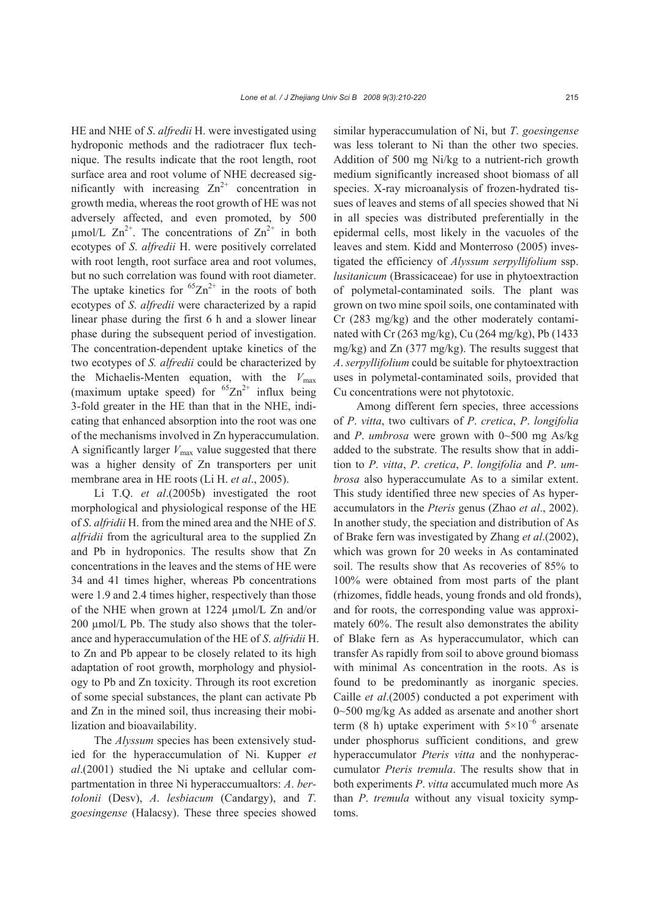HE and NHE of *S*. *alfredii* H. were investigated using hydroponic methods and the radiotracer flux technique. The results indicate that the root length, root surface area and root volume of NHE decreased significantly with increasing $Zn^{2+}$ concentration in growth media, whereas the root growth of HE was not adversely affected, and even promoted, by 500 μmol/L $Zn^{2+}$. The concentrations of $Zn^{2+}$ in both ecotypes of *S*. *alfredii* H. were positively correlated with root length, root surface area and root volumes, but no such correlation was found with root diameter. The uptake kinetics for $^{65}Zn^{2+}$ in the roots of both ecotypes of *S*. *alfredii* were characterized by a rapid linear phase during the first 6 h and a slower linear phase during the subsequent period of investigation. The concentration-dependent uptake kinetics of the two ecotypes of *S*. *alfredii* could be characterized by the Michaelis-Menten equation, with the $V_{max}$ (maximum uptake speed) for $^{65}Zn^{2+}$ influx being 3-fold greater in the HE than that in the NHE, indicating that enhanced absorption into the root was one of the mechanisms involved in Zn hyperaccumulation. A significantly larger $V_{max}$ value suggested that there was a higher density of Zn transporters per unit membrane area in HE roots (Li H. *et al*., 2005).

Li T.Q. *et al*.(2005b) investigated the root morphological and physiological response of the HE of *S*. *alfridii* H. from the mined area and the NHE of *S*. *alfridii* from the agricultural area to the supplied Zn and Pb in hydroponics. The results show that Zn concentrations in the leaves and the stems of HE were 34 and 41 times higher, whereas Pb concentrations were 1.9 and 2.4 times higher, respectively than those of the NHE when grown at 1224 μmol/L Zn and/or 200 μmol/L Pb. The study also shows that the tolerance and hyperaccumulation of the HE of *S*. *alfridii* H. to Zn and Pb appear to be closely related to its high adaptation of root growth, morphology and physiology to Pb and Zn toxicity. Through its root excretion of some special substances, the plant can activate Pb and Zn in the mined soil, thus increasing their mobilization and bioavailability.

The *Alyssum* species has been extensively studied for the hyperaccumulation of Ni. Kupper *et al*.(2001) studied the Ni uptake and cellular compartmentation in three Ni hyperaccumualtors: *A*. *bertolonii* (Desv), *A*. *lesbiacum* (Candargy), and *T*. *goesingense* (Halacsy). These three species showed similar hyperaccumulation of Ni, but *T*. *goesingense* was less tolerant to Ni than the other two species. Addition of 500 mg Ni/kg to a nutrient-rich growth medium significantly increased shoot biomass of all species. X-ray microanalysis of frozen-hydrated tissues of leaves and stems of all species showed that Ni in all species was distributed preferentially in the epidermal cells, most likely in the vacuoles of the leaves and stem. Kidd and Monterroso (2005) investigated the efficiency of *Alyssum serpyllifolium* ssp. *lusitanicum* (Brassicaceae) for use in phytoextraction of polymetal-contaminated soils. The plant was grown on two mine spoil soils, one contaminated with Cr (283 mg/kg) and the other moderately contaminated with Cr (263 mg/kg), Cu (264 mg/kg), Pb (1433 mg/kg) and Zn (377 mg/kg). The results suggest that *A*. *serpyllifolium* could be suitable for phytoextraction uses in polymetal-contaminated soils, provided that Cu concentrations were not phytotoxic.

Among different fern species, three accessions of *P*. *vitta*, two cultivars of *P*. *cretica*, *P*. *longifolia* and *P*. *umbrosa* were grown with 0~500 mg As/kg added to the substrate. The results show that in addition to *P*. *vitta*, *P*. *cretica*, *P*. *longifolia* and *P*. *umbrosa* also hyperaccumulate As to a similar extent. This study identified three new species of As hyperaccumulators in the *Pteris* genus (Zhao *et al*., 2002). In another study, the speciation and distribution of As of Brake fern was investigated by Zhang *et al*.(2002), which was grown for 20 weeks in As contaminated soil. The results show that As recoveries of 85% to 100% were obtained from most parts of the plant (rhizomes, fiddle heads, young fronds and old fronds), and for roots, the corresponding value was approximately 60%. The result also demonstrates the ability of Blake fern as As hyperaccumulator, which can transfer As rapidly from soil to above ground biomass with minimal As concentration in the roots. As is found to be predominantly as inorganic species. Caille *et al*.(2005) conducted a pot experiment with 0~500 mg/kg As added as arsenate and another short term (8 h) uptake experiment with $5\times10^{-6}$ arsenate under phosphorus sufficient conditions, and grew hyperaccumulator *Pteris vitta* and the nonhyperaccumulator *Pteris tremula*. The results show that in both experiments *P*. *vitta* accumulated much more As than *P*. *tremula* without any visual toxicity symptoms.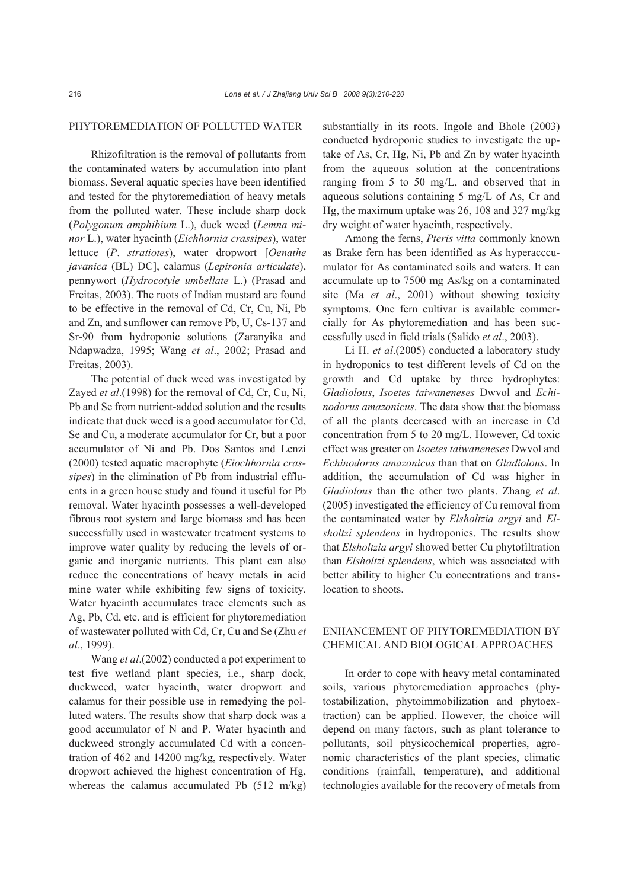## PHYTOREMEDIATION OF POLLUTED WATER

Rhizofiltration is the removal of pollutants from the contaminated waters by accumulation into plant biomass. Several aquatic species have been identified and tested for the phytoremediation of heavy metals from the polluted water. These include sharp dock (*Polygonum amphibium* L.), duck weed (*Lemna minor* L.), water hyacinth (*Eichhornia crassipes*), water lettuce (*P. stratiotes*), water dropwort [*Oenathe javanica* (BL) DC], calamus (*Lepironia articulate*), pennywort (*Hydrocotyle umbellate* L.) (Prasad and Freitas, 2003). The roots of Indian mustard are found to be effective in the removal of Cd, Cr, Cu, Ni, Pb and Zn, and sunflower can remove Pb, U, Cs-137 and Sr-90 from hydroponic solutions (Zaranyika and Ndapwadza, 1995; Wang *et al*., 2002; Prasad and Freitas, 2003).

The potential of duck weed was investigated by Zayed *et al*.(1998) for the removal of Cd, Cr, Cu, Ni, Pb and Se from nutrient-added solution and the results indicate that duck weed is a good accumulator for Cd, Se and Cu, a moderate accumulator for Cr, but a poor accumulator of Ni and Pb. Dos Santos and Lenzi (2000) tested aquatic macrophyte (*Eiochhornia crassipes*) in the elimination of Pb from industrial effluents in a green house study and found it useful for Pb removal. Water hyacinth possesses a well-developed fibrous root system and large biomass and has been successfully used in wastewater treatment systems to improve water quality by reducing the levels of organic and inorganic nutrients. This plant can also reduce the concentrations of heavy metals in acid mine water while exhibiting few signs of toxicity. Water hyacinth accumulates trace elements such as Ag, Pb, Cd, etc. and is efficient for phytoremediation of wastewater polluted with Cd, Cr, Cu and Se (Zhu *et al*., 1999).

Wang *et al*.(2002) conducted a pot experiment to test five wetland plant species, i.e., sharp dock, duckweed, water hyacinth, water dropwort and calamus for their possible use in remedying the polluted waters. The results show that sharp dock was a good accumulator of N and P. Water hyacinth and duckweed strongly accumulated Cd with a concentration of 462 and 14200 mg/kg, respectively. Water dropwort achieved the highest concentration of Hg, whereas the calamus accumulated Pb (512 m/kg) substantially in its roots. Ingole and Bhole (2003) conducted hydroponic studies to investigate the uptake of As, Cr, Hg, Ni, Pb and Zn by water hyacinth from the aqueous solution at the concentrations ranging from 5 to 50 mg/L, and observed that in aqueous solutions containing 5 mg/L of As, Cr and Hg, the maximum uptake was 26, 108 and 327 mg/kg dry weight of water hyacinth, respectively.

Among the ferns, *Pteris vitta* commonly known as Brake fern has been identified as As hyperacccumulator for As contaminated soils and waters. It can accumulate up to 7500 mg As/kg on a contaminated site (Ma *et al*., 2001) without showing toxicity symptoms. One fern cultivar is available commercially for As phytoremediation and has been successfully used in field trials (Salido *et al*., 2003).

Li H. *et al*.(2005) conducted a laboratory study in hydroponics to test different levels of Cd on the growth and Cd uptake by three hydrophytes: *Gladiolous*, *Isoetes taiwaneneses* Dwvol and *Echinodorus amazonicus*. The data show that the biomass of all the plants decreased with an increase in Cd concentration from 5 to 20 mg/L. However, Cd toxic effect was greater on *Isoetes taiwaneneses* Dwvol and *Echinodorus amazonicus* than that on *Gladiolous*. In addition, the accumulation of Cd was higher in *Gladiolous* than the other two plants. Zhang *et al*. (2005) investigated the efficiency of Cu removal from the contaminated water by *Elsholtzia argyi* and *Elsholtzi splendens* in hydroponics. The results show that *Elsholtzia argyi* showed better Cu phytofiltration than *Elsholtzi splendens*, which was associated with better ability to higher Cu concentrations and translocation to shoots.

## ENHANCEMENT OF PHYTOREMEDIATION BY CHEMICAL AND BIOLOGICAL APPROACHES

In order to cope with heavy metal contaminated soils, various phytoremediation approaches (phytostabilization, phytoimmobilization and phytoextraction) can be applied. However, the choice will depend on many factors, such as plant tolerance to pollutants, soil physicochemical properties, agronomic characteristics of the plant species, climatic conditions (rainfall, temperature), and additional technologies available for the recovery of metals from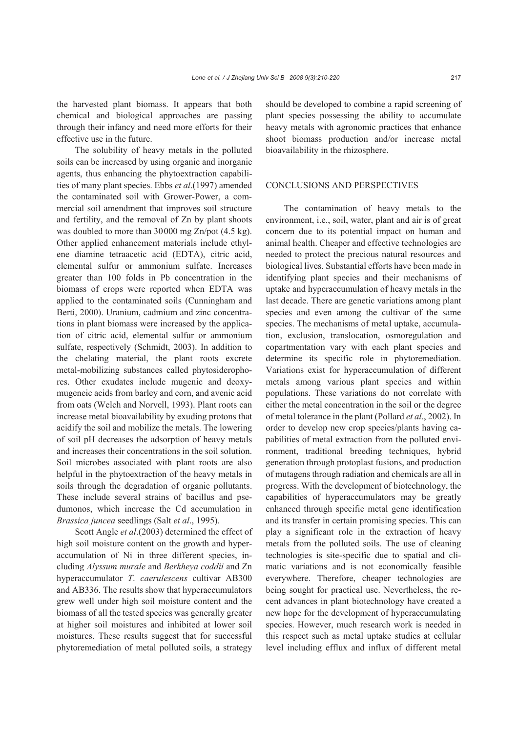the harvested plant biomass. It appears that both chemical and biological approaches are passing through their infancy and need more efforts for their effective use in the future.

The solubility of heavy metals in the polluted soils can be increased by using organic and inorganic agents, thus enhancing the phytoextraction capabilities of many plant species. Ebbs *et al*.(1997) amended the contaminated soil with Grower-Power, a commercial soil amendment that improves soil structure and fertility, and the removal of Zn by plant shoots was doubled to more than 30000 mg Zn/pot (4.5 kg). Other applied enhancement materials include ethylene diamine tetraacetic acid (EDTA), citric acid, elemental sulfur or ammonium sulfate. Increases greater than 100 folds in Pb concentration in the biomass of crops were reported when EDTA was applied to the contaminated soils (Cunningham and Berti, 2000). Uranium, cadmium and zinc concentrations in plant biomass were increased by the application of citric acid, elemental sulfur or ammonium sulfate, respectively (Schmidt, 2003). In addition to the chelating material, the plant roots excrete metal-mobilizing substances called phytosiderophores. Other exudates include mugenic and deoxymugeneic acids from barley and corn, and avenic acid from oats (Welch and Norvell, 1993). Plant roots can increase metal bioavailability by exuding protons that acidify the soil and mobilize the metals. The lowering of soil pH decreases the adsorption of heavy metals and increases their concentrations in the soil solution. Soil microbes associated with plant roots are also helpful in the phytoextraction of the heavy metals in soils through the degradation of organic pollutants. These include several strains of bacillus and psedumonos, which increase the Cd accumulation in *Brassica juncea* seedlings (Salt *et al*., 1995).

Scott Angle *et al*.(2003) determined the effect of high soil moisture content on the growth and hyperaccumulation of Ni in three different species, including *Alyssum murale* and *Berkheya coddii* and Zn hyperaccumulator *T. caerulescens* cultivar AB300 and AB336. The results show that hyperaccumulators grew well under high soil moisture content and the biomass of all the tested species was generally greater at higher soil moistures and inhibited at lower soil moistures. These results suggest that for successful phytoremediation of metal polluted soils, a strategy should be developed to combine a rapid screening of plant species possessing the ability to accumulate heavy metals with agronomic practices that enhance shoot biomass production and/or increase metal bioavailability in the rhizosphere.

## CONCLUSIONS AND PERSPECTIVES

The contamination of heavy metals to the environment, i.e., soil, water, plant and air is of great concern due to its potential impact on human and animal health. Cheaper and effective technologies are needed to protect the precious natural resources and biological lives. Substantial efforts have been made in identifying plant species and their mechanisms of uptake and hyperaccumulation of heavy metals in the last decade. There are genetic variations among plant species and even among the cultivar of the same species. The mechanisms of metal uptake, accumulation, exclusion, translocation, osmoregulation and copartmentation vary with each plant species and determine its specific role in phytoremediation. Variations exist for hyperaccumulation of different metals among various plant species and within populations. These variations do not correlate with either the metal concentration in the soil or the degree of metal tolerance in the plant (Pollard *et al*., 2002). In order to develop new crop species/plants having capabilities of metal extraction from the polluted environment, traditional breeding techniques, hybrid generation through protoplast fusions, and production of mutagens through radiation and chemicals are all in progress. With the development of biotechnology, the capabilities of hyperaccumulators may be greatly enhanced through specific metal gene identification and its transfer in certain promising species. This can play a significant role in the extraction of heavy metals from the polluted soils. The use of cleaning technologies is site-specific due to spatial and climatic variations and is not economically feasible everywhere. Therefore, cheaper technologies are being sought for practical use. Nevertheless, the recent advances in plant biotechnology have created a new hope for the development of hyperaccumulating species. However, much research work is needed in this respect such as metal uptake studies at cellular level including efflux and influx of different metal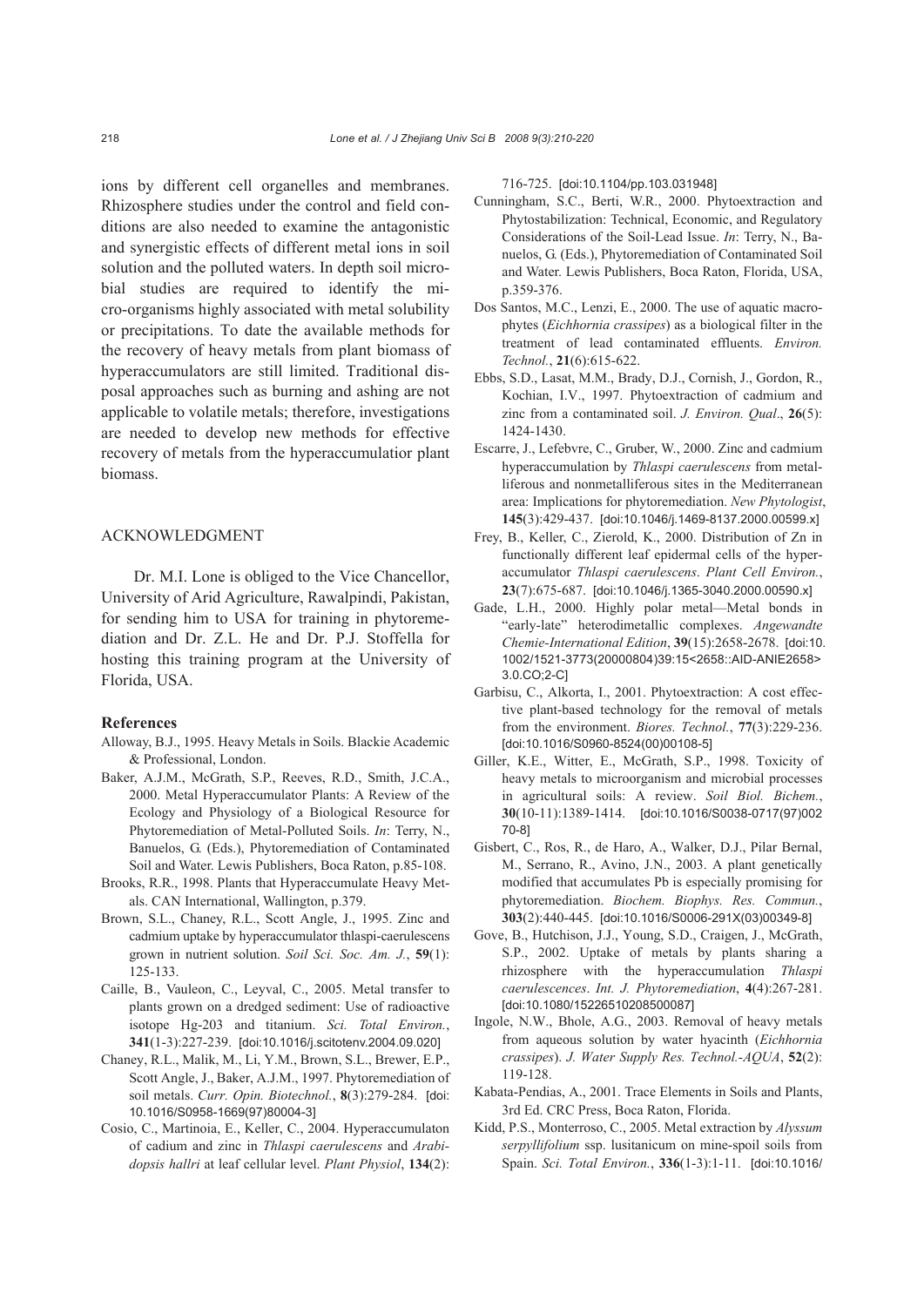ions by different cell organelles and membranes. Rhizosphere studies under the control and field conditions are also needed to examine the antagonistic and synergistic effects of different metal ions in soil solution and the polluted waters. In depth soil microbial studies are required to identify the micro-organisms highly associated with metal solubility or precipitations. To date the available methods for the recovery of heavy metals from plant biomass of hyperaccumulators are still limited. Traditional disposal approaches such as burning and ashing are not applicable to volatile metals; therefore, investigations are needed to develop new methods for effective recovery of metals from the hyperaccumulatior plant biomass.

## ACKNOWLEDGMENT

Dr. M.I. Lone is obliged to the Vice Chancellor, University of Arid Agriculture, Rawalpindi, Pakistan, for sending him to USA for training in phytoremediation and Dr. Z.L. He and Dr. P.J. Stoffella for hosting this training program at the University of Florida, USA.

## References

Alloway, B.J., 1995. Heavy Metals in Soils. Blackie Academic & Professional, London.

Baker, A.J.M., McGrath, S.P., Reeves, R.D., Smith, J.C.A., 2000. Metal Hyperaccumulator Plants: A Review of the Ecology and Physiology of a Biological Resource for Phytoremediation of Metal-Polluted Soils. *In*: Terry, N., Banuelos, G. (Eds.), Phytoremediation of Contaminated Soil and Water. Lewis Publishers, Boca Raton, p.85-108.

Brooks, R.R., 1998. Plants that Hyperaccumulate Heavy Metals. CAN International, Wallington, p.379.

Brown, S.L., Chaney, R.L., Scott Angle, J., 1995. Zinc and cadmium uptake by hyperaccumulator thlaspi-caerulescens grown in nutrient solution. *Soil Sci. Soc. Am. J.*, **59**(1): 125-133.

Caille, B., Vauleon, C., Leyval, C., 2005. Metal transfer to plants grown on a dredged sediment: Use of radioactive isotope Hg-203 and titanium. *Sci. Total Environ.*, **341**(1-3):227-239. [doi:10.1016/j.scitotenv.2004.09.020]

Chaney, R.L., Malik, M., Li, Y.M., Brown, S.L., Brewer, E.P., Scott Angle, J., Baker, A.J.M., 1997. Phytoremediation of soil metals. *Curr. Opin. Biotechnol.*, **8**(3):279-284. [doi: 10.1016/S0958-1669(97)80004-3]

Cosio, C., Martinoia, E., Keller, C., 2004. Hyperaccumulaton of cadium and zinc in *Thlaspi caerulescens* and *Arabidopsis hallri* at leaf cellular level. *Plant Physiol*, **134**(2): 716-725. [doi:10.1104/pp.103.031948]

Cunningham, S.C., Berti, W.R., 2000. Phytoextraction and Phytostabilization: Technical, Economic, and Regulatory Considerations of the Soil-Lead Issue. *In*: Terry, N., Banuelos, G. (Eds.), Phytoremediation of Contaminated Soil and Water. Lewis Publishers, Boca Raton, Florida, USA, p.359-376.

Dos Santos, M.C., Lenzi, E., 2000. The use of aquatic macrophytes (*Eichhornia crassipes*) as a biological filter in the treatment of lead contaminated effluents. *Environ. Technol.*, **21**(6):615-622.

Ebbs, S.D., Lasat, M.M., Brady, D.J., Cornish, J., Gordon, R., Kochian, I.V., 1997. Phytoextraction of cadmium and zinc from a contaminated soil. *J. Environ. Qual*., **26**(5): 1424-1430.

Escarre, J., Lefebvre, C., Gruber, W., 2000. Zinc and cadmium hyperaccumulation by *Thlaspi caerulescens* from metalliferous and nonmetalliferous sites in the Mediterranean area: Implications for phytoremediation. *New Phytologist*, **145**(3):429-437. [doi:10.1046/j.1469-8137.2000.00599.x]

Frey, B., Keller, C., Zierold, K., 2000. Distribution of Zn in functionally different leaf epidermal cells of the hyperaccumulator *Thlaspi caerulescens*. *Plant Cell Environ.*, **23**(7):675-687. [doi:10.1046/j.1365-3040.2000.00590.x]

Gade, L.H., 2000. Highly polar metal—Metal bonds in "early-late" heterodimetallic complexes. *Angewandte Chemie-International Edition*, **39**(15):2658-2678. [doi:10.1002/1521-3773(20000804)39:15<2658::AID-ANIE2658>3.0.CO;2-C]

Garbisu, C., Alkorta, I., 2001. Phytoextraction: A cost effective plant-based technology for the removal of metals from the environment. *Biores. Technol.*, **77**(3):229-236. [doi:10.1016/S0960-8524(00)00108-5]

Giller, K.E., Witter, E., McGrath, S.P., 1998. Toxicity of heavy metals to microorganism and microbial processes in agricultural soils: A review. *Soil Biol. Bichem.*, **30**(10-11):1389-1414. [doi:10.1016/S0038-0717(97)00270-8]

Gisbert, C., Ros, R., de Haro, A., Walker, D.J., Pilar Bernal, M., Serrano, R., Avino, J.N., 2003. A plant genetically modified that accumulates Pb is especially promising for phytoremediation. *Biochem. Biophys. Res. Commun.*, **303**(2):440-445. [doi:10.1016/S0006-291X(03)00349-8]

Gove, B., Hutchison, J.J., Young, S.D., Craigen, J., McGrath, S.P., 2002. Uptake of metals by plants sharing a rhizosphere with the hyperaccumulation *Thlaspi caerulescences*. *Int. J. Phytoremediation*, **4**(4):267-281. [doi:10.1080/15226510208500087]

Ingole, N.W., Bhole, A.G., 2003. Removal of heavy metals from aqueous solution by water hyacinth (*Eichhornia crassipes*). *J. Water Supply Res. Technol.-AQUA*, **52**(2): 119-128.

Kabata-Pendias, A., 2001. Trace Elements in Soils and Plants, 3rd Ed. CRC Press, Boca Raton, Florida.

Kidd, P.S., Monterroso, C., 2005. Metal extraction by *Alyssum serpyllifolium* ssp. lusitanicum on mine-spoil soils from Spain. *Sci. Total Environ.*, **336**(1-3):1-11. [doi:10.1016/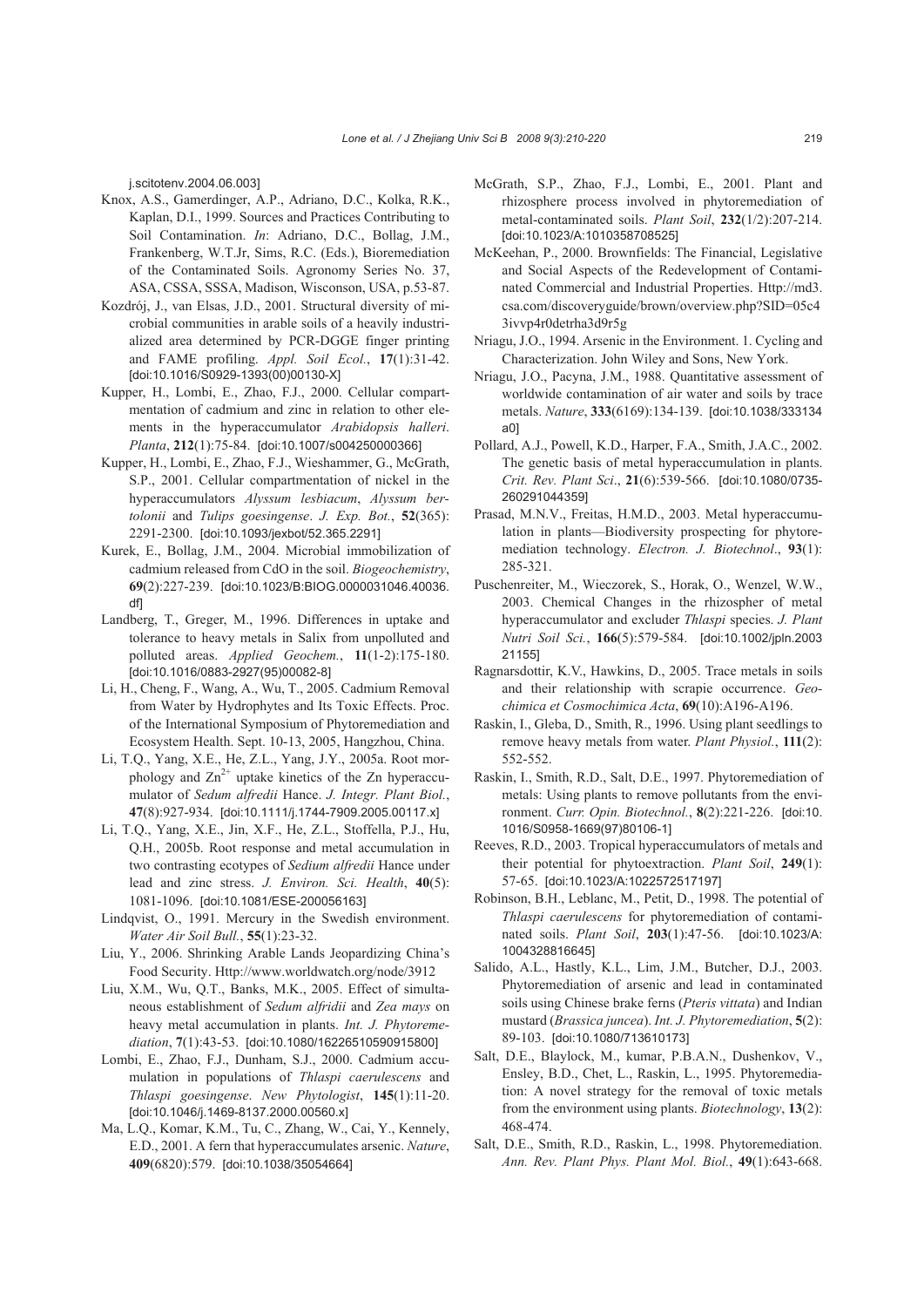j.scitotenv.2004.06.003]

Knox, A.S., Gamerdinger, A.P., Adriano, D.C., Kolka, R.K., Kaplan, D.I., 1999. Sources and Practices Contributing to Soil Contamination. *In*: Adriano, D.C., Bollag, J.M., Frankenberg, W.T.Jr, Sims, R.C. (Eds.), Bioremediation of the Contaminated Soils. Agronomy Series No. 37, ASA, CSSA, SSSA, Madison, Wisconson, USA, p.53-87.

Kozdrój, J., van Elsas, J.D., 2001. Structural diversity of microbial communities in arable soils of a heavily industrialized area determined by PCR-DGGE finger printing and FAME profiling. *Appl. Soil Ecol.*, **17**(1):31-42. [doi:10.1016/S0929-1393(00)00130-X]

Kupper, H., Lombi, E., Zhao, F.J., 2000. Cellular compartmentation of cadmium and zinc in relation to other elements in the hyperaccumulator *Arabidopsis halleri*. *Planta*, **212**(1):75-84. [doi:10.1007/s004250000366]

Kupper, H., Lombi, E., Zhao, F.J., Wieshammer, G., McGrath, S.P., 2001. Cellular compartmentation of nickel in the hyperaccumulators *Alyssum lesbiacum*, *Alyssum bertolonii* and *Tulips goesingense*. *J. Exp. Bot.*, **52**(365): 2291-2300. [doi:10.1093/jexbot/52.365.2291]

Kurek, E., Bollag, J.M., 2004. Microbial immobilization of cadmium released from CdO in the soil. *Biogeochemistry*, **69**(2):227-239. [doi:10.1023/B:BIOG.0000031046.40036.df]

Landberg, T., Greger, M., 1996. Differences in uptake and tolerance to heavy metals in Salix from unpolluted and polluted areas. *Applied Geochem.*, **11**(1-2):175-180. [doi:10.1016/0883-2927(95)00082-8]

Li, H., Cheng, F., Wang, A., Wu, T., 2005. Cadmium Removal from Water by Hydrophytes and Its Toxic Effects. Proc. of the International Symposium of Phytoremediation and Ecosystem Health. Sept. 10-13, 2005, Hangzhou, China.

Li, T.Q., Yang, X.E., He, Z.L., Yang, J.Y., 2005a. Root morphology and $Zn^{2+}$ uptake kinetics of the Zn hyperaccumulator of *Sedum alfredii* Hance. *J. Integr. Plant Biol.*, **47**(8):927-934. [doi:10.1111/j.1744-7909.2005.00117.x]

Li, T.Q., Yang, X.E., Jin, X.F., He, Z.L., Stoffella, P.J., Hu, Q.H., 2005b. Root response and metal accumulation in two contrasting ecotypes of *Sedium alfredii* Hance under lead and zinc stress. *J. Environ. Sci. Health*, **40**(5): 1081-1096. [doi:10.1081/ESE-200056163]

Lindqvist, O., 1991. Mercury in the Swedish environment. *Water Air Soil Bull.*, **55**(1):23-32.

Liu, Y., 2006. Shrinking Arable Lands Jeopardizing China's Food Security. Http://www.worldwatch.org/node/3912

Liu, X.M., Wu, Q.T., Banks, M.K., 2005. Effect of simultaneous establishment of *Sedum alfridii* and *Zea mays* on heavy metal accumulation in plants. *Int. J. Phytoremediation*, **7**(1):43-53. [doi:10.1080/16226510590915800]

Lombi, E., Zhao, F.J., Dunham, S.J., 2000. Cadmium accumulation in populations of *Thlaspi caerulescens* and *Thlaspi goesingense*. *New Phytologist*, **145**(1):11-20. [doi:10.1046/j.1469-8137.2000.00560.x]

Ma, L.Q., Komar, K.M., Tu, C., Zhang, W., Cai, Y., Kennely, E.D., 2001. A fern that hyperaccumulates arsenic. *Nature*, **409**(6820):579. [doi:10.1038/35054664]

McGrath, S.P., Zhao, F.J., Lombi, E., 2001. Plant and rhizosphere process involved in phytoremediation of metal-contaminated soils. *Plant Soil*, **232**(1/2):207-214. [doi:10.1023/A:1010358708525]

McKeehan, P., 2000. Brownfields: The Financial, Legislative and Social Aspects of the Redevelopment of Contaminated Commercial and Industrial Properties. Http://md3.csa.com/discoveryguide/brown/overview.php?SID=05c43ivvp4r0detrha3d9r5g

Nriagu, J.O., 1994. Arsenic in the Environment. 1. Cycling and Characterization. John Wiley and Sons, New York.

Nriagu, J.O., Pacyna, J.M., 1988. Quantitative assessment of worldwide contamination of air water and soils by trace metals. *Nature*, **333**(6169):134-139. [doi:10.1038/333134a0]

Pollard, A.J., Powell, K.D., Harper, F.A., Smith, J.A.C., 2002. The genetic basis of metal hyperaccumulation in plants. *Crit. Rev. Plant Sci*., **21**(6):539-566. [doi:10.1080/0735-260291044359]

Prasad, M.N.V., Freitas, H.M.D., 2003. Metal hyperaccumulation in plants—Biodiversity prospecting for phytoremediation technology. *Electron. J. Biotechnol*., **93**(1): 285-321.

Puschenreiter, M., Wieczorek, S., Horak, O., Wenzel, W.W., 2003. Chemical Changes in the rhizospher of metal hyperaccumulator and excluder *Thlaspi* species. *J. Plant Nutri Soil Sci.*, **166**(5):579-584. [doi:10.1002/jpln.200321155]

Ragnarsdottir, K.V., Hawkins, D., 2005. Trace metals in soils and their relationship with scrapie occurrence. *Geochimica et Cosmochimica Acta*, **69**(10):A196-A196.

Raskin, I., Gleba, D., Smith, R., 1996. Using plant seedlings to remove heavy metals from water. *Plant Physiol.*, **111**(2): 552-552.

Raskin, I., Smith, R.D., Salt, D.E., 1997. Phytoremediation of metals: Using plants to remove pollutants from the environment. *Curr. Opin. Biotechnol.*, **8**(2):221-226. [doi:10.1016/S0958-1669(97)80106-1]

Reeves, R.D., 2003. Tropical hyperaccumulators of metals and their potential for phytoextraction. *Plant Soil*, **249**(1): 57-65. [doi:10.1023/A:1022572517197]

Robinson, B.H., Leblanc, M., Petit, D., 1998. The potential of *Thlaspi caerulescens* for phytoremediation of contaminated soils. *Plant Soil*, **203**(1):47-56. [doi:10.1023/A:1004328816645]

Salido, A.L., Hastly, K.L., Lim, J.M., Butcher, D.J., 2003. Phytoremediation of arsenic and lead in contaminated soils using Chinese brake ferns (*Pteris vittata*) and Indian mustard (*Brassica juncea*). *Int. J. Phytoremediation*, **5**(2): 89-103. [doi:10.1080/713610173]

Salt, D.E., Blaylock, M., kumar, P.B.A.N., Dushenkov, V., Ensley, B.D., Chet, L., Raskin, L., 1995. Phytoremediation: A novel strategy for the removal of toxic metals from the environment using plants. *Biotechnology*, **13**(2): 468-474.

Salt, D.E., Smith, R.D., Raskin, L., 1998. Phytoremediation. *Ann. Rev. Plant Phys. Plant Mol. Biol.*, **49**(1):643-668.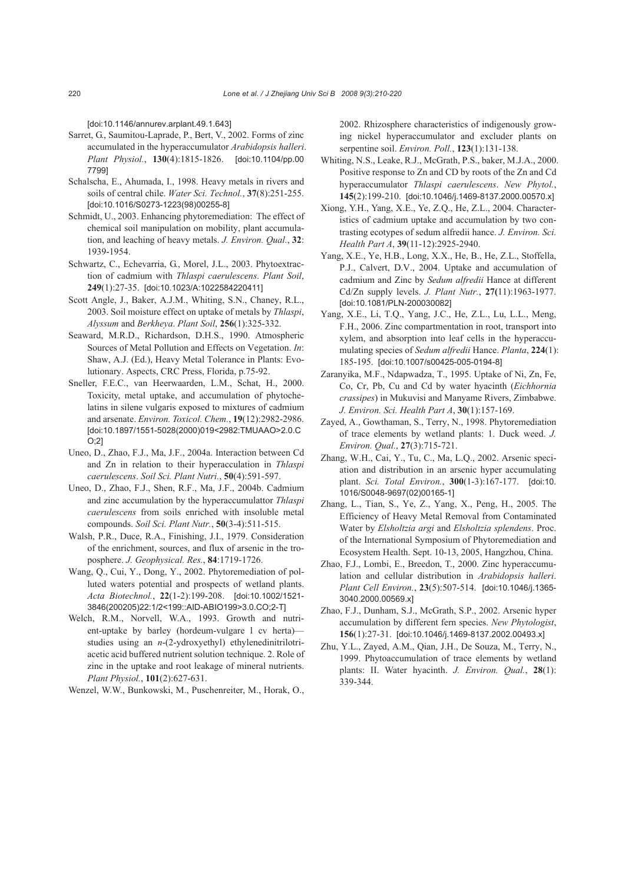[doi:10.1146/annurev.arplant.49.1.643]

Sarret, G., Saumitou-Laprade, P., Bert, V., 2002. Forms of zinc accumulated in the hyperaccumulator *Arabidopsis halleri*. *Plant Physiol.*, **130**(4):1815-1826. [doi:10.1104/pp.007799]

Schalscha, E., Ahumada, I., 1998. Heavy metals in rivers and soils of central chile. *Water Sci. Technol.*, **37**(8):251-255. [doi:10.1016/S0273-1223(98)00255-8]

Schmidt, U., 2003. Enhancing phytoremediation: The effect of chemical soil manipulation on mobility, plant accumulation, and leaching of heavy metals. *J. Environ. Qual.*, **32**: 1939-1954.

Schwartz, C., Echevarria, G., Morel, J.L., 2003. Phytoextraction of cadmium with *Thlaspi caerulescens*. *Plant Soil*, **249**(1):27-35. [doi:10.1023/A:1022584220411]

Scott Angle, J., Baker, A.J.M., Whiting, S.N., Chaney, R.L., 2003. Soil moisture effect on uptake of metals by *Thlaspi*, *Alyssum* and *Berkheya*. *Plant Soil*, **256**(1):325-332.

Seaward, M.R.D., Richardson, D.H.S., 1990. Atmospheric Sources of Metal Pollution and Effects on Vegetation. *In*: Shaw, A.J. (Ed.), Heavy Metal Tolerance in Plants: Evolutionary. Aspects, CRC Press, Florida, p.75-92.

Sneller, F.E.C., van Heerwaarden, L.M., Schat, H., 2000. Toxicity, metal uptake, and accumulation of phytochelatins in silene vulgaris exposed to mixtures of cadmium and arsenate. *Environ. Toxicol. Chem.*, **19**(12):2982-2986. [doi:10.1897/1551-5028(2000)019<2982:TMUAAO>2.0.CO;2]

Uneo, D., Zhao, F.J., Ma, J.F., 2004a. Interaction between Cd and Zn in relation to their hyperacculation in *Thlaspi caerulescens*. *Soil Sci. Plant Nutri.*, **50**(4):591-597.

Uneo, D., Zhao, F.J., Shen, R.F., Ma, J.F., 2004b. Cadmium and zinc accumulation by the hyperaccumulattor *Thlaspi caerulescens* from soils enriched with insoluble metal compounds. *Soil Sci. Plant Nutr.*, **50**(3-4):511-515.

Walsh, P.R., Duce, R.A., Finishing, J.I., 1979. Consideration of the enrichment, sources, and flux of arsenic in the troposphere. *J. Geophysical. Res.*, **84**:1719-1726.

Wang, Q., Cui, Y., Dong, Y., 2002. Phytoremediation of polluted waters potential and prospects of wetland plants. *Acta Biotechnol.*, **22**(1-2):199-208. [doi:10.1002/1521-3846(200205)22:1/2<199::AID-ABIO199>3.0.CO;2-T]

Welch, R.M., Norvell, W.A., 1993. Growth and nutrient-uptake by barley (hordeum-vulgare l cv herta)—studies using an *n*-(2-ydroxyethyl) ethylenedinitrilotriacetic acid buffered nutrient solution technique. 2. Role of zinc in the uptake and root leakage of mineral nutrients. *Plant Physiol.*, **101**(2):627-631.

Wenzel, W.W., Bunkowski, M., Puschenreiter, M., Horak, O., 2002. Rhizosphere characteristics of indigenously growing nickel hyperaccumulator and excluder plants on serpentine soil. *Environ. Poll.*, **123**(1):131-138.

Whiting, N.S., Leake, R.J., McGrath, P.S., baker, M.J.A., 2000. Positive response to Zn and CD by roots of the Zn and Cd hyperaccumulator *Thlaspi caerulescens*. *New Phytol.*, **145**(2):199-210. [doi:10.1046/j.1469-8137.2000.00570.x]

Xiong, Y.H., Yang, X.E., Ye, Z.Q., He, Z.L., 2004. Characteristics of cadmium uptake and accumulation by two contrasting ecotypes of sedum alfredii hance. *J. Environ. Sci. Health Part A*, **39**(11-12):2925-2940.

Yang, X.E., Ye, H.B., Long, X.X., He, B., He, Z.L., Stoffella, P.J., Calvert, D.V., 2004. Uptake and accumulation of cadmium and Zinc by *Sedum alfredii* Hance at different Cd/Zn supply levels. *J. Plant Nutr.*, **27**(11):1963-1977. [doi:10.1081/PLN-200030082]

Yang, X.E., Li, T.Q., Yang, J.C., He, Z.L., Lu, L.L., Meng, F.H., 2006. Zinc compartmentation in root, transport into xylem, and absorption into leaf cells in the hyperaccumulating species of *Sedum alfredii* Hance. *Planta*, **224**(1): 185-195. [doi:10.1007/s00425-005-0194-8]

Zaranyika, M.F., Ndapwadza, T., 1995. Uptake of Ni, Zn, Fe, Co, Cr, Pb, Cu and Cd by water hyacinth (*Eichhornia crassipes*) in Mukuvisi and Manyame Rivers, Zimbabwe. *J. Environ. Sci. Health Part A*, **30**(1):157-169.

Zayed, A., Gowthaman, S., Terry, N., 1998. Phytoremediation of trace elements by wetland plants: 1. Duck weed. *J. Environ. Qual.*, **27**(3):715-721.

Zhang, W.H., Cai, Y., Tu, C., Ma, L.Q., 2002. Arsenic speciation and distribution in an arsenic hyper accumulating plant. *Sci. Total Environ.*, **300**(1-3):167-177. [doi:10.1016/S0048-9697(02)00165-1]

Zhang, L., Tian, S., Ye, Z., Yang, X., Peng, H., 2005. The Efficiency of Heavy Metal Removal from Contaminated Water by *Elsholtzia argi* and *Elsholtzia splendens*. Proc. of the International Symposium of Phytoremediation and Ecosystem Health. Sept. 10-13, 2005, Hangzhou, China.

Zhao, F.J., Lombi, E., Breedon, T., 2000. Zinc hyperaccumulation and cellular distribution in *Arabidopsis halleri*. *Plant Cell Environ.*, **23**(5):507-514. [doi:10.1046/j.1365-3040.2000.00569.x]

Zhao, F.J., Dunham, S.J., McGrath, S.P., 2002. Arsenic hyper accumulation by different fern species. *New Phytologist*, **156**(1):27-31. [doi:10.1046/j.1469-8137.2002.00493.x]

Zhu, Y.L., Zayed, A.M., Qian, J.H., De Souza, M., Terry, N., 1999. Phytoaccumulation of trace elements by wetland plants: II. Water hyacinth. *J. Environ. Qual.*, **28**(1): 339-344.